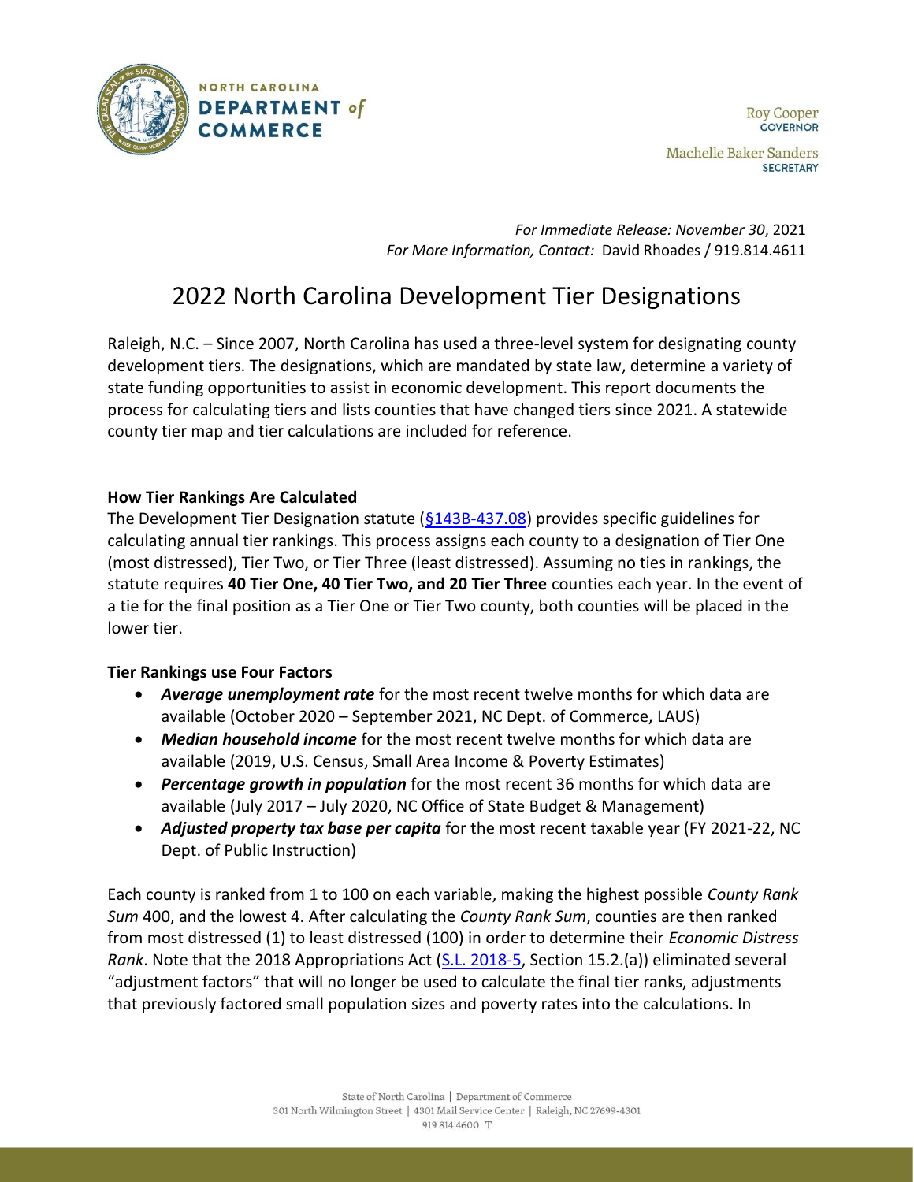NORTH CAROLINA
DEPARTMENT *of*
COMMERCE

Roy Cooper
GOVERNOR

Machelle Baker Sanders
SECRETARY

*For Immediate Release: November 30*, 2021
*For More Information, Contact:* David Rhoades / 919.814.4611

# 2022 North Carolina Development Tier Designations

Raleigh, N.C. – Since 2007, North Carolina has used a three-level system for designating county development tiers. The designations, which are mandated by state law, determine a variety of state funding opportunities to assist in economic development. This report documents the process for calculating tiers and lists counties that have changed tiers since 2021. A statewide county tier map and tier calculations are included for reference.

**How Tier Rankings Are Calculated**

The Development Tier Designation statute (§143B-437.08) provides specific guidelines for calculating annual tier rankings. This process assigns each county to a designation of Tier One (most distressed), Tier Two, or Tier Three (least distressed). Assuming no ties in rankings, the statute requires **40 Tier One, 40 Tier Two, and 20 Tier Three** counties each year. In the event of a tie for the final position as a Tier One or Tier Two county, both counties will be placed in the lower tier.

**Tier Rankings use Four Factors**

- ***Average unemployment rate*** for the most recent twelve months for which data are available (October 2020 – September 2021, NC Dept. of Commerce, LAUS)
- ***Median household income*** for the most recent twelve months for which data are available (2019, U.S. Census, Small Area Income & Poverty Estimates)
- ***Percentage growth in population*** for the most recent 36 months for which data are available (July 2017 – July 2020, NC Office of State Budget & Management)
- ***Adjusted property tax base per capita*** for the most recent taxable year (FY 2021-22, NC Dept. of Public Instruction)

Each county is ranked from 1 to 100 on each variable, making the highest possible *County Rank Sum* 400, and the lowest 4. After calculating the *County Rank Sum*, counties are then ranked from most distressed (1) to least distressed (100) in order to determine their *Economic Distress Rank*. Note that the 2018 Appropriations Act (S.L. 2018-5, Section 15.2.(a)) eliminated several "adjustment factors" that will no longer be used to calculate the final tier ranks, adjustments that previously factored small population sizes and poverty rates into the calculations. In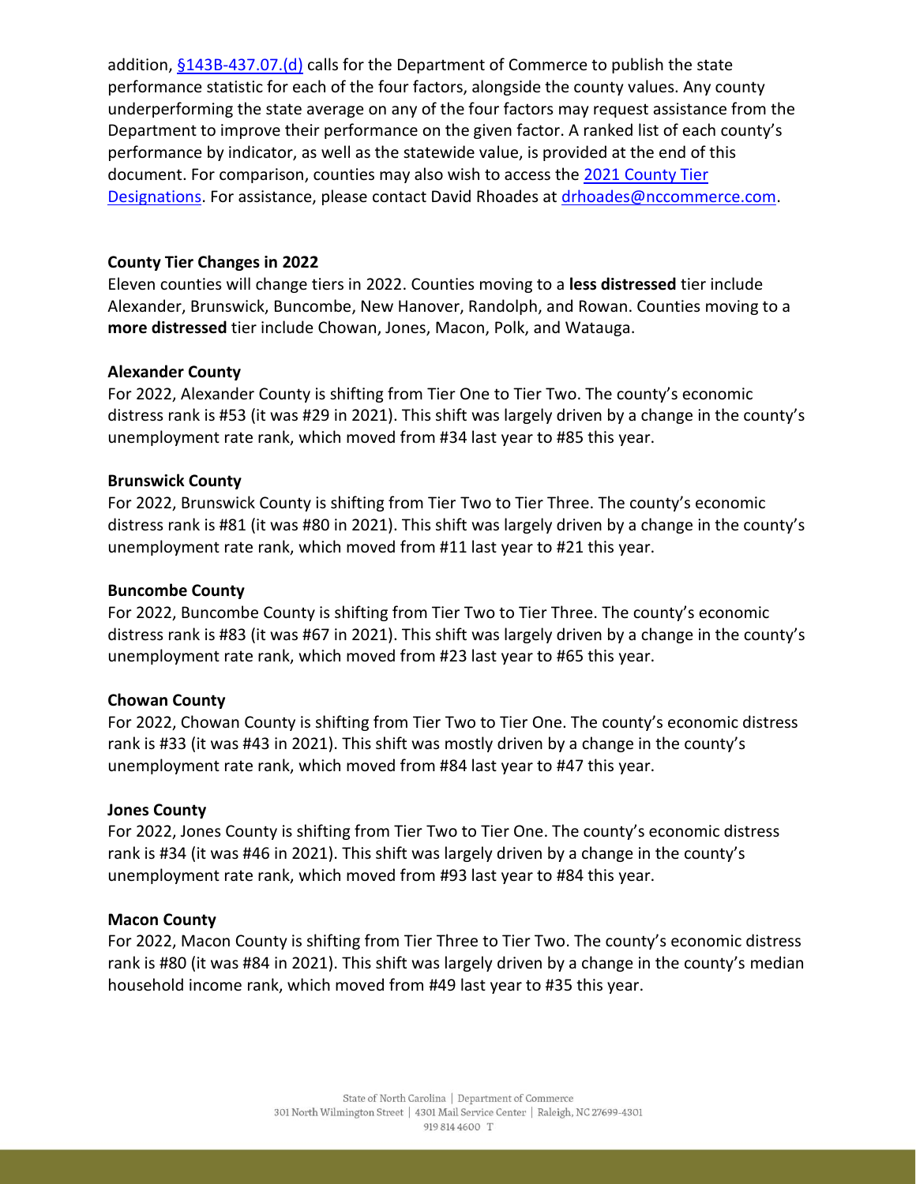addition, [§143B-437.07.(d)] calls for the Department of Commerce to publish the state performance statistic for each of the four factors, alongside the county values. Any county underperforming the state average on any of the four factors may request assistance from the Department to improve their performance on the given factor. A ranked list of each county's performance by indicator, as well as the statewide value, is provided at the end of this document. For comparison, counties may also wish to access the 2021 County Tier Designations. For assistance, please contact David Rhoades at drhoades@nccommerce.com.

**County Tier Changes in 2022**

Eleven counties will change tiers in 2022. Counties moving to a **less distressed** tier include Alexander, Brunswick, Buncombe, New Hanover, Randolph, and Rowan. Counties moving to a **more distressed** tier include Chowan, Jones, Macon, Polk, and Watauga.

**Alexander County**

For 2022, Alexander County is shifting from Tier One to Tier Two. The county's economic distress rank is #53 (it was #29 in 2021). This shift was largely driven by a change in the county's unemployment rate rank, which moved from #34 last year to #85 this year.

**Brunswick County**

For 2022, Brunswick County is shifting from Tier Two to Tier Three. The county's economic distress rank is #81 (it was #80 in 2021). This shift was largely driven by a change in the county's unemployment rate rank, which moved from #11 last year to #21 this year.

**Buncombe County**

For 2022, Buncombe County is shifting from Tier Two to Tier Three. The county's economic distress rank is #83 (it was #67 in 2021). This shift was largely driven by a change in the county's unemployment rate rank, which moved from #23 last year to #65 this year.

**Chowan County**

For 2022, Chowan County is shifting from Tier Two to Tier One. The county's economic distress rank is #33 (it was #43 in 2021). This shift was mostly driven by a change in the county's unemployment rate rank, which moved from #84 last year to #47 this year.

**Jones County**

For 2022, Jones County is shifting from Tier Two to Tier One. The county's economic distress rank is #34 (it was #46 in 2021). This shift was largely driven by a change in the county's unemployment rate rank, which moved from #93 last year to #84 this year.

**Macon County**

For 2022, Macon County is shifting from Tier Three to Tier Two. The county's economic distress rank is #80 (it was #84 in 2021). This shift was largely driven by a change in the county's median household income rank, which moved from #49 last year to #35 this year.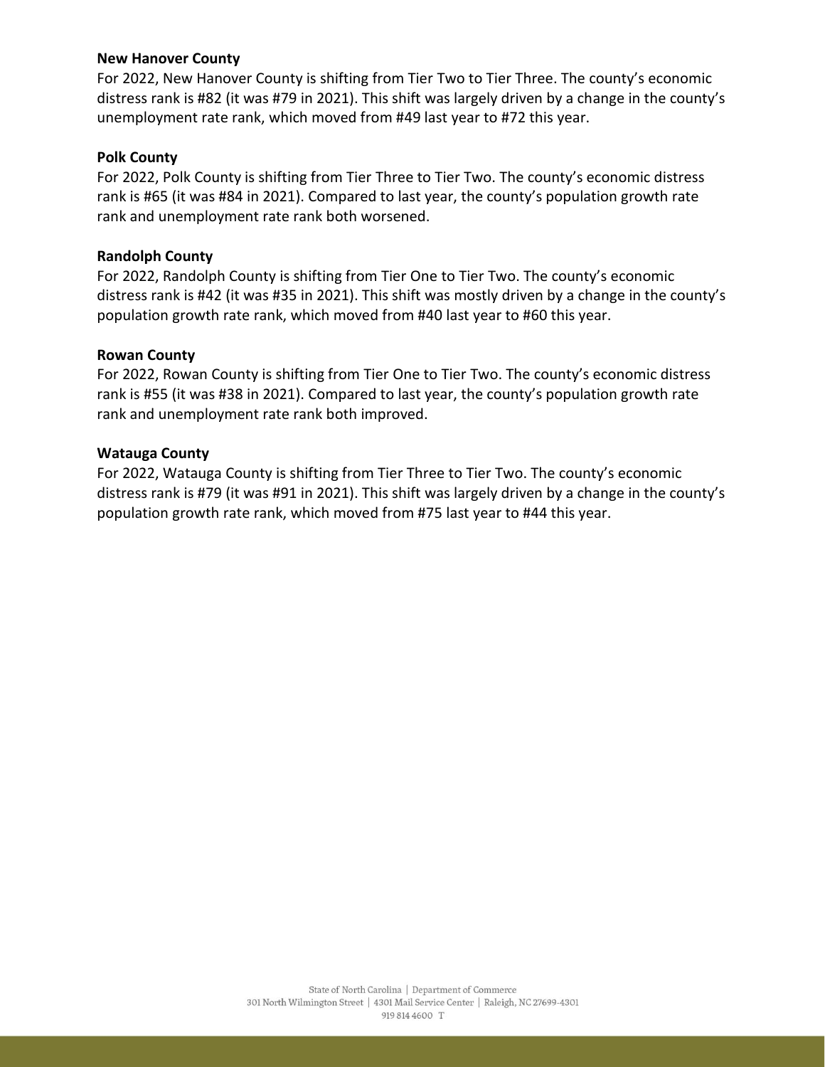**New Hanover County**

For 2022, New Hanover County is shifting from Tier Two to Tier Three. The county's economic distress rank is #82 (it was #79 in 2021). This shift was largely driven by a change in the county's unemployment rate rank, which moved from #49 last year to #72 this year.

**Polk County**

For 2022, Polk County is shifting from Tier Three to Tier Two. The county's economic distress rank is #65 (it was #84 in 2021). Compared to last year, the county's population growth rate rank and unemployment rate rank both worsened.

**Randolph County**

For 2022, Randolph County is shifting from Tier One to Tier Two. The county's economic distress rank is #42 (it was #35 in 2021). This shift was mostly driven by a change in the county's population growth rate rank, which moved from #40 last year to #60 this year.

**Rowan County**

For 2022, Rowan County is shifting from Tier One to Tier Two. The county's economic distress rank is #55 (it was #38 in 2021). Compared to last year, the county's population growth rate rank and unemployment rate rank both improved.

**Watauga County**

For 2022, Watauga County is shifting from Tier Three to Tier Two. The county's economic distress rank is #79 (it was #91 in 2021). This shift was largely driven by a change in the county's population growth rate rank, which moved from #75 last year to #44 this year.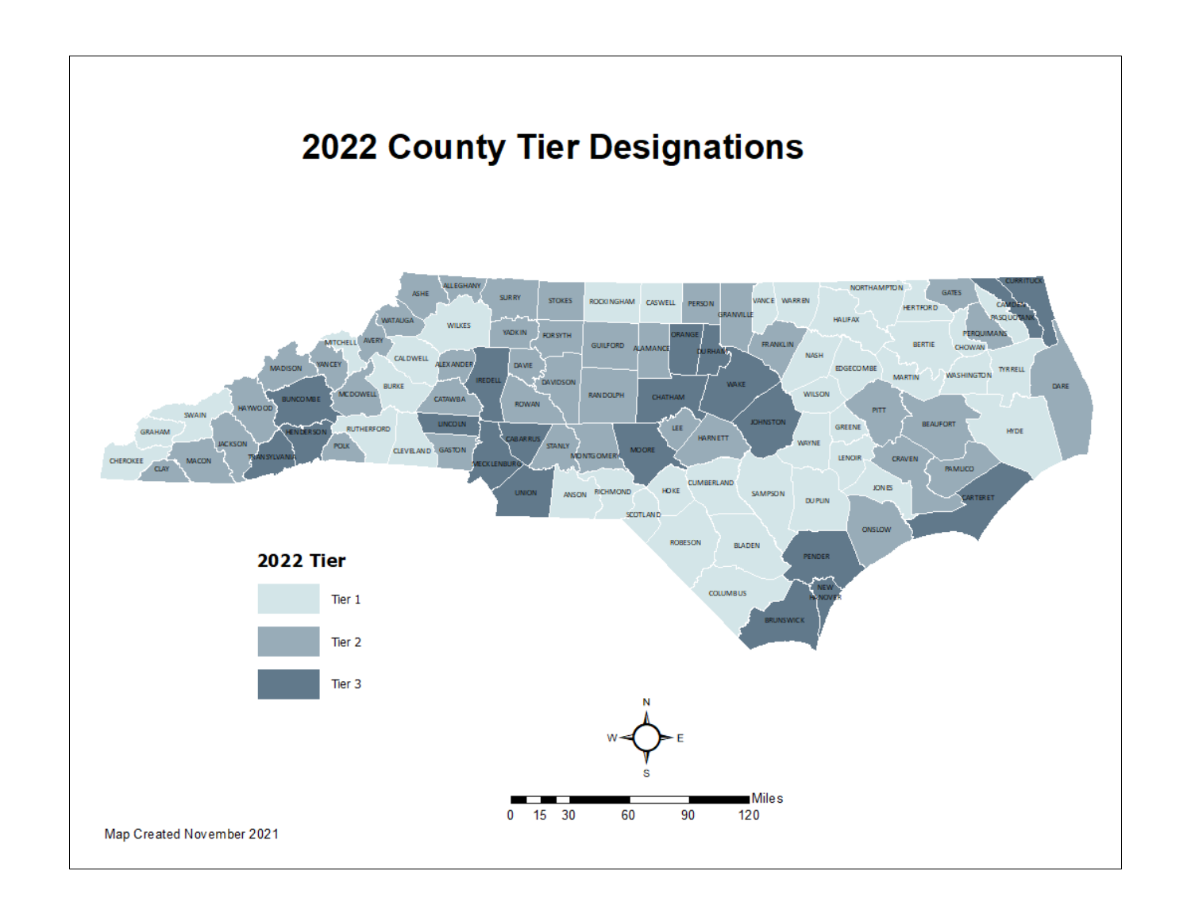# 2022 County Tier Designations

**2022 Tier**

- Tier 1
- Tier 2
- Tier 3

Map Created November 2021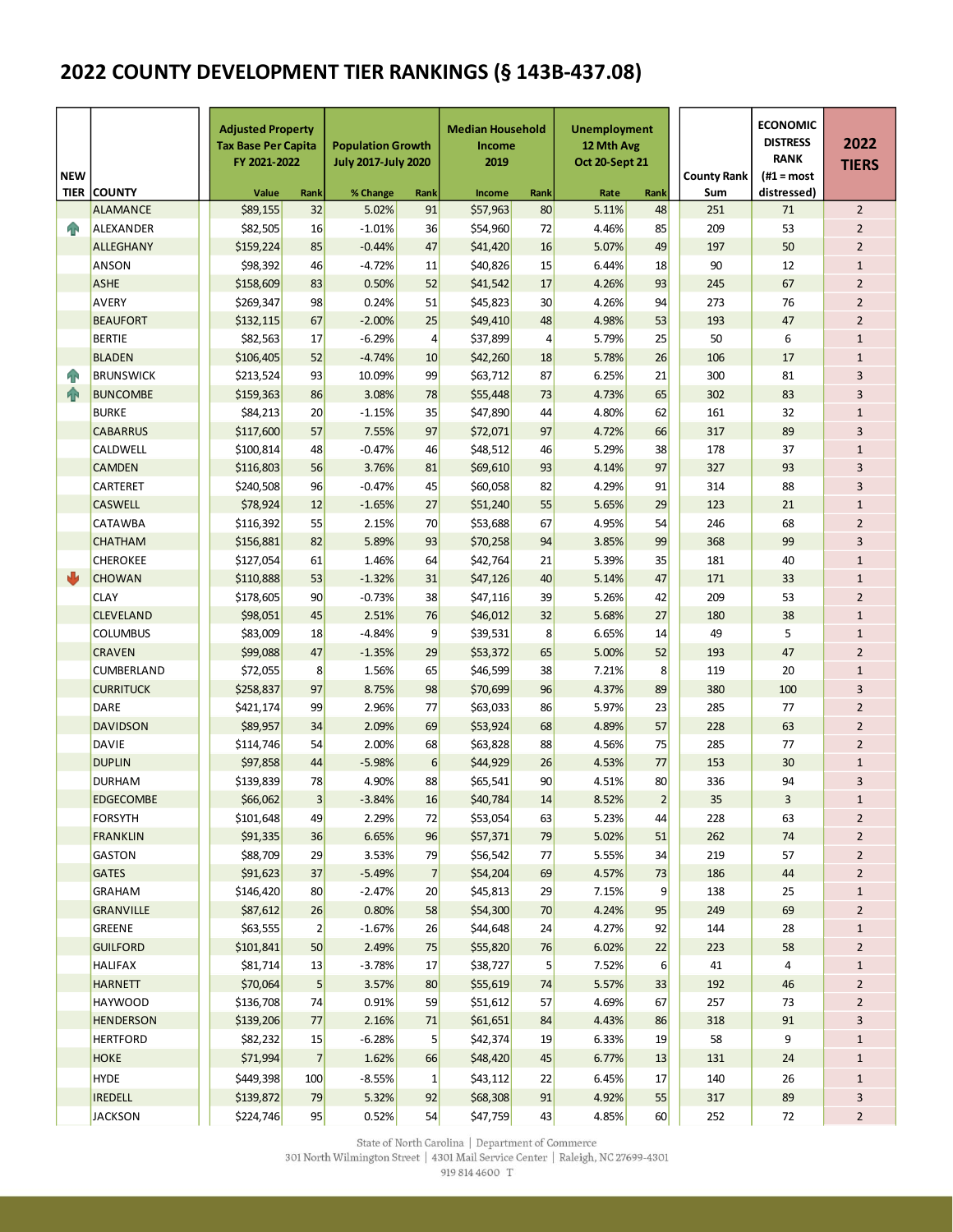# 2022 COUNTY DEVELOPMENT TIER RANKINGS (§ 143B-437.08)

| NEW TIER | COUNTY | Adjusted Property Tax Base Per Capita FY 2021-2022 | | Population Growth July 2017-July 2020 | | Median Household Income 2019 | | Unemployment 12 Mth Avg Oct 20-Sept 21 | | County Rank Sum | ECONOMIC DISTRESS RANK (#1 = most distressed) | 2022 TIERS |
|---|---|---|---|---|---|---|---|---|---|---|---|---|
| | | Value | Rank | % Change | Rank | Income | Rank | Rate | Rank | | | |
| | ALAMANCE | $89,155 | 32 | 5.02% | 91 | $57,963 | 80 | 5.11% | 48 | 251 | 71 | 2 |
| ↑ | ALEXANDER | $82,505 | 16 | -1.01% | 36 | $54,960 | 72 | 4.46% | 85 | 209 | 53 | 2 |
| | ALLEGHANY | $159,224 | 85 | -0.44% | 47 | $41,420 | 16 | 5.07% | 49 | 197 | 50 | 2 |
| | ANSON | $98,392 | 46 | -4.72% | 11 | $40,826 | 15 | 6.44% | 18 | 90 | 12 | 1 |
| | ASHE | $158,609 | 83 | 0.50% | 52 | $41,542 | 17 | 4.26% | 93 | 245 | 67 | 2 |
| | AVERY | $269,347 | 98 | 0.24% | 51 | $45,823 | 30 | 4.26% | 94 | 273 | 76 | 2 |
| | BEAUFORT | $132,115 | 67 | -2.00% | 25 | $49,410 | 48 | 4.98% | 53 | 193 | 47 | 2 |
| | BERTIE | $82,563 | 17 | -6.29% | 4 | $37,899 | 4 | 5.79% | 25 | 50 | 6 | 1 |
| | BLADEN | $106,405 | 52 | -4.74% | 10 | $42,260 | 18 | 5.78% | 26 | 106 | 17 | 1 |
| ↑ | BRUNSWICK | $213,524 | 93 | 10.09% | 99 | $63,712 | 87 | 6.25% | 21 | 300 | 81 | 3 |
| ↑ | BUNCOMBE | $159,363 | 86 | 3.08% | 78 | $55,448 | 73 | 4.73% | 65 | 302 | 83 | 3 |
| | BURKE | $84,213 | 20 | -1.15% | 35 | $47,890 | 44 | 4.80% | 62 | 161 | 32 | 1 |
| | CABARRUS | $117,600 | 57 | 7.55% | 97 | $72,071 | 97 | 4.72% | 66 | 317 | 89 | 3 |
| | CALDWELL | $100,814 | 48 | -0.47% | 46 | $48,512 | 46 | 5.29% | 38 | 178 | 37 | 1 |
| | CAMDEN | $116,803 | 56 | 3.76% | 81 | $69,610 | 93 | 4.14% | 97 | 327 | 93 | 3 |
| | CARTERET | $240,508 | 96 | -0.47% | 45 | $60,058 | 82 | 4.29% | 91 | 314 | 88 | 3 |
| | CASWELL | $78,924 | 12 | -1.65% | 27 | $51,240 | 55 | 5.65% | 29 | 123 | 21 | 1 |
| | CATAWBA | $116,392 | 55 | 2.15% | 70 | $53,688 | 67 | 4.95% | 54 | 246 | 68 | 2 |
| | CHATHAM | $156,881 | 82 | 5.89% | 93 | $70,258 | 94 | 3.85% | 99 | 368 | 99 | 3 |
| | CHEROKEE | $127,054 | 61 | 1.46% | 64 | $42,764 | 21 | 5.39% | 35 | 181 | 40 | 1 |
| ↓ | CHOWAN | $110,888 | 53 | -1.32% | 31 | $47,126 | 40 | 5.14% | 47 | 171 | 33 | 1 |
| | CLAY | $178,605 | 90 | -0.73% | 38 | $47,116 | 39 | 5.26% | 42 | 209 | 53 | 2 |
| | CLEVELAND | $98,051 | 45 | 2.51% | 76 | $46,012 | 32 | 5.68% | 27 | 180 | 38 | 1 |
| | COLUMBUS | $83,009 | 18 | -4.84% | 9 | $39,531 | 8 | 6.65% | 14 | 49 | 5 | 1 |
| | CRAVEN | $99,088 | 47 | -1.35% | 29 | $53,372 | 65 | 5.00% | 52 | 193 | 47 | 2 |
| | CUMBERLAND | $72,055 | 8 | 1.56% | 65 | $46,599 | 38 | 7.21% | 8 | 119 | 20 | 1 |
| | CURRITUCK | $258,837 | 97 | 8.75% | 98 | $70,699 | 96 | 4.37% | 89 | 380 | 100 | 3 |
| | DARE | $421,174 | 99 | 2.96% | 77 | $63,033 | 86 | 5.97% | 23 | 285 | 77 | 2 |
| | DAVIDSON | $89,957 | 34 | 2.09% | 69 | $53,924 | 68 | 4.89% | 57 | 228 | 63 | 2 |
| | DAVIE | $114,746 | 54 | 2.00% | 68 | $63,828 | 88 | 4.56% | 75 | 285 | 77 | 2 |
| | DUPLIN | $97,858 | 44 | -5.98% | 6 | $44,929 | 26 | 4.53% | 77 | 153 | 30 | 1 |
| | DURHAM | $139,839 | 78 | 4.90% | 88 | $65,541 | 90 | 4.51% | 80 | 336 | 94 | 3 |
| | EDGECOMBE | $66,062 | 3 | -3.84% | 16 | $40,784 | 14 | 8.52% | 2 | 35 | 3 | 1 |
| | FORSYTH | $101,648 | 49 | 2.29% | 72 | $53,054 | 63 | 5.23% | 44 | 228 | 63 | 2 |
| | FRANKLIN | $91,335 | 36 | 6.65% | 96 | $57,371 | 79 | 5.02% | 51 | 262 | 74 | 2 |
| | GASTON | $88,709 | 29 | 3.53% | 79 | $56,542 | 77 | 5.55% | 34 | 219 | 57 | 2 |
| | GATES | $91,623 | 37 | -5.49% | 7 | $54,204 | 69 | 4.57% | 73 | 186 | 44 | 2 |
| | GRAHAM | $146,420 | 80 | -2.47% | 20 | $45,813 | 29 | 7.15% | 9 | 138 | 25 | 1 |
| | GRANVILLE | $87,612 | 26 | 0.80% | 58 | $54,300 | 70 | 4.24% | 95 | 249 | 69 | 2 |
| | GREENE | $63,555 | 2 | -1.67% | 26 | $44,648 | 24 | 4.27% | 92 | 144 | 28 | 1 |
| | GUILFORD | $101,841 | 50 | 2.49% | 75 | $55,820 | 76 | 6.02% | 22 | 223 | 58 | 2 |
| | HALIFAX | $81,714 | 13 | -3.78% | 17 | $38,727 | 5 | 7.52% | 6 | 41 | 4 | 1 |
| | HARNETT | $70,064 | 5 | 3.57% | 80 | $55,619 | 74 | 5.57% | 33 | 192 | 46 | 2 |
| | HAYWOOD | $136,708 | 74 | 0.91% | 59 | $51,612 | 57 | 4.69% | 67 | 257 | 73 | 2 |
| | HENDERSON | $139,206 | 77 | 2.16% | 71 | $61,651 | 84 | 4.43% | 86 | 318 | 91 | 3 |
| | HERTFORD | $82,232 | 15 | -6.28% | 5 | $42,374 | 19 | 6.33% | 19 | 58 | 9 | 1 |
| | HOKE | $71,994 | 7 | 1.62% | 66 | $48,420 | 45 | 6.77% | 13 | 131 | 24 | 1 |
| | HYDE | $449,398 | 100 | -8.55% | 1 | $43,112 | 22 | 6.45% | 17 | 140 | 26 | 1 |
| | IREDELL | $139,872 | 79 | 5.32% | 92 | $68,308 | 91 | 4.92% | 55 | 317 | 89 | 3 |
| | JACKSON | $224,746 | 95 | 0.52% | 54 | $47,759 | 43 | 4.85% | 60 | 252 | 72 | 2 |

State of North Carolina | Department of Commerce
301 North Wilmington Street | 4301 Mail Service Center | Raleigh, NC 27699-4301
919 814 4600 T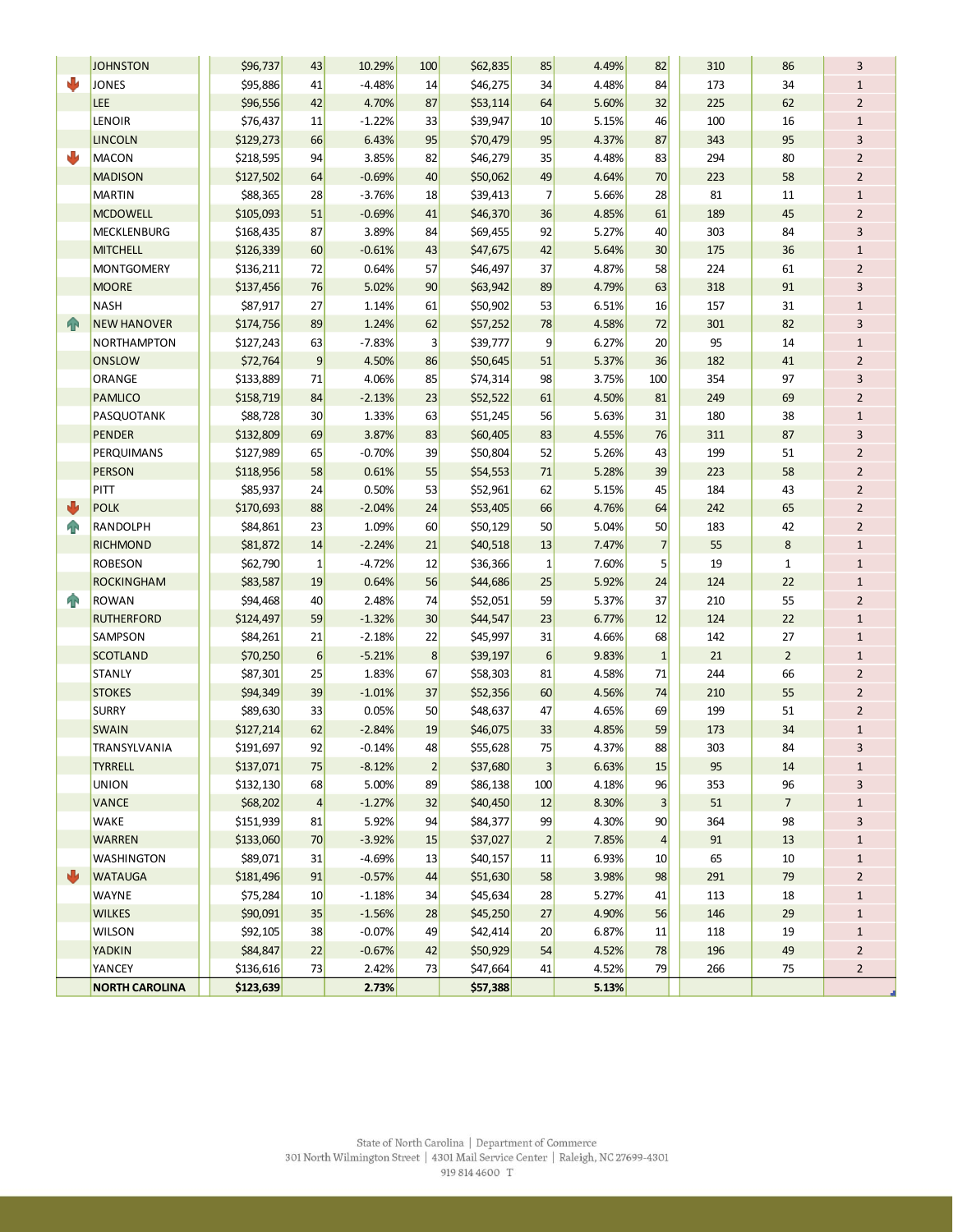|  |  |  |  |  |  |  |  |  |  |  |  |
|---|---|---|---|---|---|---|---|---|---|---|---|
|  | JOHNSTON | $96,737 | 43 | 10.29% | 100 | $62,835 | 85 | 4.49% | 82 | 310 | 86 | 3 |
| ↓ | JONES | $95,886 | 41 | -4.48% | 14 | $46,275 | 34 | 4.48% | 84 | 173 | 34 | 1 |
|  | LEE | $96,556 | 42 | 4.70% | 87 | $53,114 | 64 | 5.60% | 32 | 225 | 62 | 2 |
|  | LENOIR | $76,437 | 11 | -1.22% | 33 | $39,947 | 10 | 5.15% | 46 | 100 | 16 | 1 |
|  | LINCOLN | $129,273 | 66 | 6.43% | 95 | $70,479 | 95 | 4.37% | 87 | 343 | 95 | 3 |
| ↓ | MACON | $218,595 | 94 | 3.85% | 82 | $46,279 | 35 | 4.48% | 83 | 294 | 80 | 2 |
|  | MADISON | $127,502 | 64 | -0.69% | 40 | $50,062 | 49 | 4.64% | 70 | 223 | 58 | 2 |
|  | MARTIN | $88,365 | 28 | -3.76% | 18 | $39,413 | 7 | 5.66% | 28 | 81 | 11 | 1 |
|  | MCDOWELL | $105,093 | 51 | -0.69% | 41 | $46,370 | 36 | 4.85% | 61 | 189 | 45 | 2 |
|  | MECKLENBURG | $168,435 | 87 | 3.89% | 84 | $69,455 | 92 | 5.27% | 40 | 303 | 84 | 3 |
|  | MITCHELL | $126,339 | 60 | -0.61% | 43 | $47,675 | 42 | 5.64% | 30 | 175 | 36 | 1 |
|  | MONTGOMERY | $136,211 | 72 | 0.64% | 57 | $46,497 | 37 | 4.87% | 58 | 224 | 61 | 2 |
|  | MOORE | $137,456 | 76 | 5.02% | 90 | $63,942 | 89 | 4.79% | 63 | 318 | 91 | 3 |
|  | NASH | $87,917 | 27 | 1.14% | 61 | $50,902 | 53 | 6.51% | 16 | 157 | 31 | 1 |
| ↑ | NEW HANOVER | $174,756 | 89 | 1.24% | 62 | $57,252 | 78 | 4.58% | 72 | 301 | 82 | 3 |
|  | NORTHAMPTON | $127,243 | 63 | -7.83% | 3 | $39,777 | 9 | 6.27% | 20 | 95 | 14 | 1 |
|  | ONSLOW | $72,764 | 9 | 4.50% | 86 | $50,645 | 51 | 5.37% | 36 | 182 | 41 | 2 |
|  | ORANGE | $133,889 | 71 | 4.06% | 85 | $74,314 | 98 | 3.75% | 100 | 354 | 97 | 3 |
|  | PAMLICO | $158,719 | 84 | -2.13% | 23 | $52,522 | 61 | 4.50% | 81 | 249 | 69 | 2 |
|  | PASQUOTANK | $88,728 | 30 | 1.33% | 63 | $51,245 | 56 | 5.63% | 31 | 180 | 38 | 1 |
|  | PENDER | $132,809 | 69 | 3.87% | 83 | $60,405 | 83 | 4.55% | 76 | 311 | 87 | 3 |
|  | PERQUIMANS | $127,989 | 65 | -0.70% | 39 | $50,804 | 52 | 5.26% | 43 | 199 | 51 | 2 |
|  | PERSON | $118,956 | 58 | 0.61% | 55 | $54,553 | 71 | 5.28% | 39 | 223 | 58 | 2 |
|  | PITT | $85,937 | 24 | 0.50% | 53 | $52,961 | 62 | 5.15% | 45 | 184 | 43 | 2 |
| ↓ | POLK | $170,693 | 88 | -2.04% | 24 | $53,405 | 66 | 4.76% | 64 | 242 | 65 | 2 |
| ↑ | RANDOLPH | $84,861 | 23 | 1.09% | 60 | $50,129 | 50 | 5.04% | 50 | 183 | 42 | 2 |
|  | RICHMOND | $81,872 | 14 | -2.24% | 21 | $40,518 | 13 | 7.47% | 7 | 55 | 8 | 1 |
|  | ROBESON | $62,790 | 1 | -4.72% | 12 | $36,366 | 1 | 7.60% | 5 | 19 | 1 | 1 |
|  | ROCKINGHAM | $83,587 | 19 | 0.64% | 56 | $44,686 | 25 | 5.92% | 24 | 124 | 22 | 1 |
| ↑ | ROWAN | $94,468 | 40 | 2.48% | 74 | $52,051 | 59 | 5.37% | 37 | 210 | 55 | 2 |
|  | RUTHERFORD | $124,497 | 59 | -1.32% | 30 | $44,547 | 23 | 6.77% | 12 | 124 | 22 | 1 |
|  | SAMPSON | $84,261 | 21 | -2.18% | 22 | $45,997 | 31 | 4.66% | 68 | 142 | 27 | 1 |
|  | SCOTLAND | $70,250 | 6 | -5.21% | 8 | $39,197 | 6 | 9.83% | 1 | 21 | 2 | 1 |
|  | STANLY | $87,301 | 25 | 1.83% | 67 | $58,303 | 81 | 4.58% | 71 | 244 | 66 | 2 |
|  | STOKES | $94,349 | 39 | -1.01% | 37 | $52,356 | 60 | 4.56% | 74 | 210 | 55 | 2 |
|  | SURRY | $89,630 | 33 | 0.05% | 50 | $48,637 | 47 | 4.65% | 69 | 199 | 51 | 2 |
|  | SWAIN | $127,214 | 62 | -2.84% | 19 | $46,075 | 33 | 4.85% | 59 | 173 | 34 | 1 |
|  | TRANSYLVANIA | $191,697 | 92 | -0.14% | 48 | $55,628 | 75 | 4.37% | 88 | 303 | 84 | 3 |
|  | TYRRELL | $137,071 | 75 | -8.12% | 2 | $37,680 | 3 | 6.63% | 15 | 95 | 14 | 1 |
|  | UNION | $132,130 | 68 | 5.00% | 89 | $86,138 | 100 | 4.18% | 96 | 353 | 96 | 3 |
|  | VANCE | $68,202 | 4 | -1.27% | 32 | $40,450 | 12 | 8.30% | 3 | 51 | 7 | 1 |
|  | WAKE | $151,939 | 81 | 5.92% | 94 | $84,377 | 99 | 4.30% | 90 | 364 | 98 | 3 |
|  | WARREN | $133,060 | 70 | -3.92% | 15 | $37,027 | 2 | 7.85% | 4 | 91 | 13 | 1 |
|  | WASHINGTON | $89,071 | 31 | -4.69% | 13 | $40,157 | 11 | 6.93% | 10 | 65 | 10 | 1 |
| ↓ | WATAUGA | $181,496 | 91 | -0.57% | 44 | $51,630 | 58 | 3.98% | 98 | 291 | 79 | 2 |
|  | WAYNE | $75,284 | 10 | -1.18% | 34 | $45,634 | 28 | 5.27% | 41 | 113 | 18 | 1 |
|  | WILKES | $90,091 | 35 | -1.56% | 28 | $45,250 | 27 | 4.90% | 56 | 146 | 29 | 1 |
|  | WILSON | $92,105 | 38 | -0.07% | 49 | $42,414 | 20 | 6.87% | 11 | 118 | 19 | 1 |
|  | YADKIN | $84,847 | 22 | -0.67% | 42 | $50,929 | 54 | 4.52% | 78 | 196 | 49 | 2 |
|  | YANCEY | $136,616 | 73 | 2.42% | 73 | $47,664 | 41 | 4.52% | 79 | 266 | 75 | 2 |
|  | **NORTH CAROLINA** | **$123,639** |  | **2.73%** |  | **$57,388** |  | **5.13%** |  |  |  |  |

State of North Carolina | Department of Commerce
301 North Wilmington Street | 4301 Mail Service Center | Raleigh, NC 27699-4301
919 814 4600 T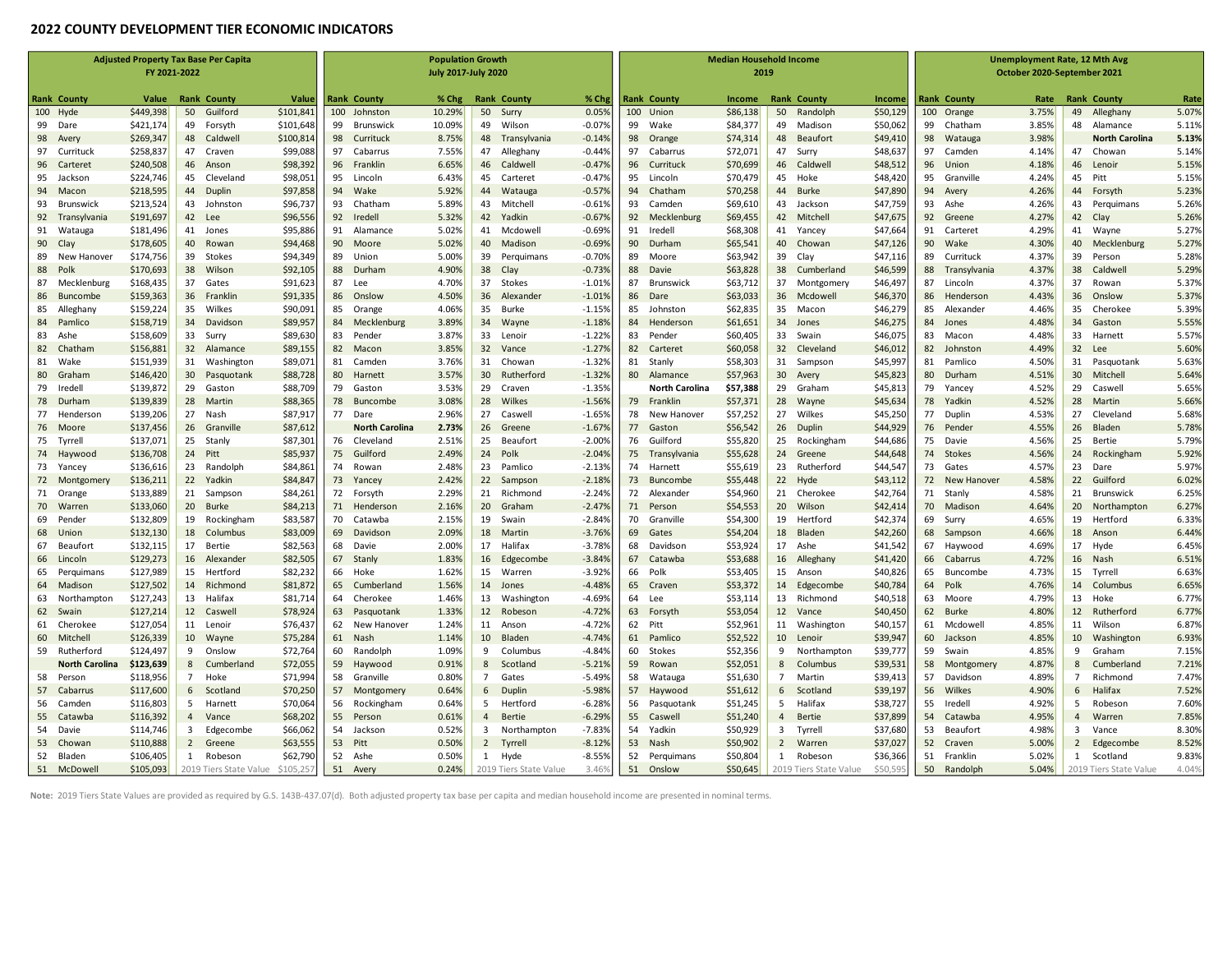## 2022 COUNTY DEVELOPMENT TIER ECONOMIC INDICATORS

### Adjusted Property Tax Base Per Capita FY 2021-2022

| Rank | County | Value | Rank | County | Value |
|---|---|---|---|---|---|
| 100 | Hyde | $449,398 | 50 | Guilford | $101,841 |
| 99 | Dare | $421,174 | 49 | Forsyth | $101,648 |
| 98 | Avery | $269,347 | 48 | Caldwell | $100,814 |
| 97 | Currituck | $258,837 | 47 | Craven | $99,088 |
| 96 | Carteret | $240,508 | 46 | Anson | $98,392 |
| 95 | Jackson | $224,746 | 45 | Cleveland | $98,051 |
| 94 | Macon | $218,595 | 44 | Duplin | $97,858 |
| 93 | Brunswick | $213,524 | 43 | Johnston | $96,737 |
| 92 | Transylvania | $191,697 | 42 | Lee | $96,556 |
| 91 | Watauga | $181,496 | 41 | Jones | $95,886 |
| 90 | Clay | $178,605 | 40 | Rowan | $94,468 |
| 89 | New Hanover | $174,756 | 39 | Stokes | $94,349 |
| 88 | Polk | $170,693 | 38 | Wilson | $92,105 |
| 87 | Mecklenburg | $168,435 | 37 | Gates | $91,623 |
| 86 | Buncombe | $159,363 | 36 | Franklin | $91,335 |
| 85 | Alleghany | $159,224 | 35 | Wilkes | $90,091 |
| 84 | Pamlico | $158,719 | 34 | Davidson | $89,957 |
| 83 | Ashe | $158,609 | 33 | Surry | $89,630 |
| 82 | Chatham | $156,881 | 32 | Alamance | $89,155 |
| 81 | Wake | $151,939 | 31 | Washington | $89,071 |
| 80 | Graham | $146,420 | 30 | Pasquotank | $88,728 |
| 79 | Iredell | $139,872 | 29 | Gaston | $88,709 |
| 78 | Durham | $139,839 | 28 | Martin | $88,365 |
| 77 | Henderson | $139,206 | 27 | Nash | $87,917 |
| 76 | Moore | $137,456 | 26 | Granville | $87,612 |
| 75 | Tyrrell | $137,071 | 25 | Stanly | $87,301 |
| 74 | Haywood | $136,708 | 24 | Pitt | $85,937 |
| 73 | Yancey | $136,616 | 23 | Randolph | $84,861 |
| 72 | Montgomery | $136,211 | 22 | Yadkin | $84,847 |
| 71 | Orange | $133,889 | 21 | Sampson | $84,261 |
| 70 | Warren | $133,060 | 20 | Burke | $84,213 |
| 69 | Pender | $132,809 | 19 | Rockingham | $83,587 |
| 68 | Union | $132,130 | 18 | Columbus | $83,009 |
| 67 | Beaufort | $132,115 | 17 | Bertie | $82,563 |
| 66 | Lincoln | $129,273 | 16 | Alexander | $82,505 |
| 65 | Perquimans | $127,989 | 15 | Hertford | $82,232 |
| 64 | Madison | $127,502 | 14 | Richmond | $81,872 |
| 63 | Northampton | $127,243 | 13 | Halifax | $81,714 |
| 62 | Swain | $127,214 | 12 | Caswell | $78,924 |
| 61 | Cherokee | $127,054 | 11 | Lenoir | $76,437 |
| 60 | Mitchell | $126,339 | 10 | Wayne | $75,284 |
| 59 | Rutherford | $124,497 | 9 | Onslow | $72,764 |
| | **North Carolina** | **$123,639** | 8 | Cumberland | $72,055 |
| 58 | Person | $118,956 | 7 | Hoke | $71,994 |
| 57 | Cabarrus | $117,600 | 6 | Scotland | $70,250 |
| 56 | Camden | $116,803 | 5 | Harnett | $70,064 |
| 55 | Catawba | $116,392 | 4 | Vance | $68,202 |
| 54 | Davie | $114,746 | 3 | Edgecombe | $66,062 |
| 53 | Chowan | $110,888 | 2 | Greene | $63,555 |
| 52 | Bladen | $106,405 | 1 | Robeson | $62,790 |
| 51 | McDowell | $105,093 | | 2019 Tiers State Value | $105,257 |

### Population Growth July 2017-July 2020

| Rank | County | % Chg | Rank | County | % Chg |
|---|---|---|---|---|---|
| 100 | Johnston | 10.29% | 50 | Surry | 0.05% |
| 99 | Brunswick | 10.09% | 49 | Wilson | -0.07% |
| 98 | Currituck | 8.75% | 48 | Transylvania | -0.14% |
| 97 | Cabarrus | 7.55% | 47 | Alleghany | -0.44% |
| 96 | Franklin | 6.65% | 46 | Caldwell | -0.47% |
| 95 | Lincoln | 6.43% | 45 | Carteret | -0.47% |
| 94 | Wake | 5.92% | 44 | Watauga | -0.57% |
| 93 | Chatham | 5.89% | 43 | Mitchell | -0.61% |
| 92 | Iredell | 5.32% | 42 | Yadkin | -0.67% |
| 91 | Alamance | 5.02% | 41 | Mcdowell | -0.69% |
| 90 | Moore | 5.02% | 40 | Madison | -0.69% |
| 89 | Union | 5.00% | 39 | Perquimans | -0.70% |
| 88 | Durham | 4.90% | 38 | Clay | -0.73% |
| 87 | Lee | 4.70% | 37 | Stokes | -1.01% |
| 86 | Onslow | 4.50% | 36 | Alexander | -1.01% |
| 85 | Orange | 4.06% | 35 | Burke | -1.15% |
| 84 | Mecklenburg | 3.89% | 34 | Wayne | -1.18% |
| 83 | Pender | 3.87% | 33 | Lenoir | -1.22% |
| 82 | Macon | 3.85% | 32 | Vance | -1.27% |
| 81 | Camden | 3.76% | 31 | Chowan | -1.32% |
| 80 | Harnett | 3.57% | 30 | Rutherford | -1.32% |
| 79 | Gaston | 3.53% | 29 | Craven | -1.35% |
| 78 | Buncombe | 3.08% | 28 | Wilkes | -1.56% |
| 77 | Dare | 2.96% | 27 | Caswell | -1.65% |
| | **North Carolina** | **2.73%** | 26 | Greene | -1.67% |
| 76 | Cleveland | 2.51% | 25 | Beaufort | -2.00% |
| 75 | Guilford | 2.49% | 24 | Polk | -2.04% |
| 74 | Rowan | 2.48% | 23 | Pamlico | -2.13% |
| 73 | Yancey | 2.42% | 22 | Sampson | -2.18% |
| 72 | Forsyth | 2.29% | 21 | Richmond | -2.24% |
| 71 | Henderson | 2.16% | 20 | Graham | -2.47% |
| 70 | Catawba | 2.15% | 19 | Swain | -2.84% |
| 69 | Davidson | 2.09% | 18 | Martin | -3.76% |
| 68 | Davie | 2.00% | 17 | Halifax | -3.78% |
| 67 | Stanly | 1.83% | 16 | Edgecombe | -3.84% |
| 66 | Hoke | 1.62% | 15 | Warren | -3.92% |
| 65 | Cumberland | 1.56% | 14 | Jones | -4.48% |
| 64 | Cherokee | 1.46% | 13 | Washington | -4.69% |
| 63 | Pasquotank | 1.33% | 12 | Robeson | -4.72% |
| 62 | New Hanover | 1.24% | 11 | Anson | -4.72% |
| 61 | Nash | 1.14% | 10 | Bladen | -4.74% |
| 60 | Randolph | 1.09% | 9 | Columbus | -4.84% |
| 59 | Haywood | 0.91% | 8 | Scotland | -5.21% |
| 58 | Granville | 0.80% | 7 | Gates | -5.49% |
| 57 | Montgomery | 0.64% | 6 | Duplin | -5.98% |
| 56 | Rockingham | 0.64% | 5 | Hertford | -6.28% |
| 55 | Person | 0.61% | 4 | Bertie | -6.29% |
| 54 | Jackson | 0.52% | 3 | Northampton | -7.83% |
| 53 | Pitt | 0.50% | 2 | Tyrrell | -8.12% |
| 52 | Ashe | 0.50% | 1 | Hyde | -8.55% |
| 51 | Avery | 0.24% | | 2019 Tiers State Value | 3.46% |

### Median Household Income 2019

| Rank | County | Income | Rank | County | Income |
|---|---|---|---|---|---|
| 100 | Union | $86,138 | 50 | Randolph | $50,129 |
| 99 | Wake | $84,377 | 49 | Madison | $50,062 |
| 98 | Orange | $74,314 | 48 | Beaufort | $49,410 |
| 97 | Cabarrus | $72,071 | 47 | Surry | $48,637 |
| 96 | Currituck | $70,699 | 46 | Caldwell | $48,512 |
| 95 | Lincoln | $70,479 | 45 | Hoke | $48,420 |
| 94 | Chatham | $70,258 | 44 | Burke | $47,890 |
| 93 | Camden | $69,610 | 43 | Jackson | $47,759 |
| 92 | Mecklenburg | $69,455 | 42 | Mitchell | $47,675 |
| 91 | Iredell | $68,308 | 41 | Yancey | $47,664 |
| 90 | Durham | $65,541 | 40 | Chowan | $47,126 |
| 89 | Moore | $63,942 | 39 | Clay | $47,116 |
| 88 | Davie | $63,828 | 38 | Cumberland | $46,599 |
| 87 | Brunswick | $63,712 | 37 | Montgomery | $46,497 |
| 86 | Dare | $63,033 | 36 | Mcdowell | $46,370 |
| 85 | Johnston | $62,835 | 35 | Macon | $46,279 |
| 84 | Henderson | $61,651 | 34 | Jones | $46,275 |
| 83 | Pender | $60,405 | 33 | Swain | $46,075 |
| 82 | Carteret | $60,058 | 32 | Cleveland | $46,012 |
| 81 | Stanly | $58,303 | 31 | Sampson | $45,997 |
| 80 | Alamance | $57,963 | 30 | Avery | $45,823 |
| | **North Carolina** | **$57,388** | 29 | Graham | $45,813 |
| 79 | Franklin | $57,371 | 28 | Wayne | $45,634 |
| 78 | New Hanover | $57,252 | 27 | Wilkes | $45,250 |
| 77 | Gaston | $56,542 | 26 | Duplin | $44,929 |
| 76 | Guilford | $55,820 | 25 | Rockingham | $44,686 |
| 75 | Transylvania | $55,628 | 24 | Greene | $44,648 |
| 74 | Harnett | $55,619 | 23 | Rutherford | $44,547 |
| 73 | Buncombe | $55,448 | 22 | Hyde | $43,112 |
| 72 | Alexander | $54,960 | 21 | Cherokee | $42,764 |
| 71 | Person | $54,553 | 20 | Wilson | $42,414 |
| 70 | Granville | $54,300 | 19 | Hertford | $42,374 |
| 69 | Gates | $54,204 | 18 | Bladen | $42,260 |
| 68 | Davidson | $53,924 | 17 | Ashe | $41,542 |
| 67 | Catawba | $53,688 | 16 | Alleghany | $41,420 |
| 66 | Polk | $53,405 | 15 | Anson | $40,826 |
| 65 | Craven | $53,372 | 14 | Edgecombe | $40,784 |
| 64 | Lee | $53,114 | 13 | Richmond | $40,518 |
| 63 | Forsyth | $53,054 | 12 | Vance | $40,450 |
| 62 | Pitt | $52,961 | 11 | Washington | $40,157 |
| 61 | Pamlico | $52,522 | 10 | Lenoir | $39,947 |
| 60 | Stokes | $52,356 | 9 | Northampton | $39,777 |
| 59 | Rowan | $52,051 | 8 | Columbus | $39,531 |
| 58 | Watauga | $51,630 | 7 | Martin | $39,413 |
| 57 | Haywood | $51,612 | 6 | Scotland | $39,197 |
| 56 | Pasquotank | $51,245 | 5 | Halifax | $38,727 |
| 55 | Caswell | $51,240 | 4 | Bertie | $37,899 |
| 54 | Yadkin | $50,929 | 3 | Tyrrell | $37,680 |
| 53 | Nash | $50,902 | 2 | Warren | $37,027 |
| 52 | Perquimans | $50,804 | 1 | Robeson | $36,366 |
| 51 | Onslow | $50,645 | | 2019 Tiers State Value | $50,595 |

### Unemployment Rate, 12 Mth Avg October 2020-September 2021

| Rank | County | Rate | Rank | County | Rate |
|---|---|---|---|---|---|
| 100 | Orange | 3.75% | 49 | Alleghany | 5.07% |
| 99 | Chatham | 3.85% | 48 | Alamance | 5.11% |
| 98 | Watauga | 3.98% | | **North Carolina** | **5.13%** |
| 97 | Camden | 4.14% | 47 | Chowan | 5.14% |
| 96 | Union | 4.18% | 46 | Lenoir | 5.15% |
| 95 | Granville | 4.24% | 45 | Pitt | 5.15% |
| 94 | Avery | 4.26% | 44 | Forsyth | 5.23% |
| 93 | Ashe | 4.26% | 43 | Perquimans | 5.26% |
| 92 | Greene | 4.27% | 42 | Clay | 5.26% |
| 91 | Carteret | 4.29% | 41 | Wayne | 5.27% |
| 90 | Wake | 4.30% | 40 | Mecklenburg | 5.27% |
| 89 | Currituck | 4.37% | 39 | Person | 5.28% |
| 88 | Transylvania | 4.37% | 38 | Caldwell | 5.29% |
| 87 | Lincoln | 4.37% | 37 | Rowan | 5.37% |
| 86 | Henderson | 4.43% | 36 | Onslow | 5.37% |
| 85 | Alexander | 4.46% | 35 | Cherokee | 5.39% |
| 84 | Jones | 4.48% | 34 | Gaston | 5.55% |
| 83 | Macon | 4.48% | 33 | Harnett | 5.57% |
| 82 | Johnston | 4.49% | 32 | Lee | 5.60% |
| 81 | Pamlico | 4.50% | 31 | Pasquotank | 5.63% |
| 80 | Durham | 4.51% | 30 | Mitchell | 5.64% |
| 79 | Yancey | 4.52% | 29 | Caswell | 5.65% |
| 78 | Yadkin | 4.52% | 28 | Martin | 5.66% |
| 77 | Duplin | 4.53% | 27 | Cleveland | 5.68% |
| 76 | Pender | 4.55% | 26 | Bladen | 5.78% |
| 75 | Davie | 4.56% | 25 | Bertie | 5.79% |
| 74 | Stokes | 4.56% | 24 | Rockingham | 5.92% |
| 73 | Gates | 4.57% | 23 | Dare | 5.97% |
| 72 | New Hanover | 4.58% | 22 | Guilford | 6.02% |
| 71 | Stanly | 4.58% | 21 | Brunswick | 6.25% |
| 70 | Madison | 4.64% | 20 | Northampton | 6.27% |
| 69 | Surry | 4.65% | 19 | Hertford | 6.33% |
| 68 | Sampson | 4.66% | 18 | Anson | 6.44% |
| 67 | Haywood | 4.69% | 17 | Hyde | 6.45% |
| 66 | Cabarrus | 4.72% | 16 | Nash | 6.51% |
| 65 | Buncombe | 4.73% | 15 | Tyrrell | 6.63% |
| 64 | Polk | 4.76% | 14 | Columbus | 6.65% |
| 63 | Moore | 4.79% | 13 | Hoke | 6.77% |
| 62 | Burke | 4.80% | 12 | Rutherford | 6.77% |
| 61 | Mcdowell | 4.85% | 11 | Wilson | 6.87% |
| 60 | Jackson | 4.85% | 10 | Washington | 6.93% |
| 59 | Swain | 4.85% | 9 | Graham | 7.15% |
| 58 | Montgomery | 4.87% | 8 | Cumberland | 7.21% |
| 57 | Davidson | 4.89% | 7 | Richmond | 7.47% |
| 56 | Wilkes | 4.90% | 6 | Halifax | 7.52% |
| 55 | Iredell | 4.92% | 5 | Robeson | 7.60% |
| 54 | Catawba | 4.95% | 4 | Warren | 7.85% |
| 53 | Beaufort | 4.98% | 3 | Vance | 8.30% |
| 52 | Craven | 5.00% | 2 | Edgecombe | 8.52% |
| 51 | Franklin | 5.02% | 1 | Scotland | 9.83% |
| 50 | Randolph | 5.04% | | 2019 Tiers State Value | 4.04% |

**Note:** 2019 Tiers State Values are provided as required by G.S. 143B-437.07(d). Both adjusted property tax base per capita and median household income are presented in nominal terms.